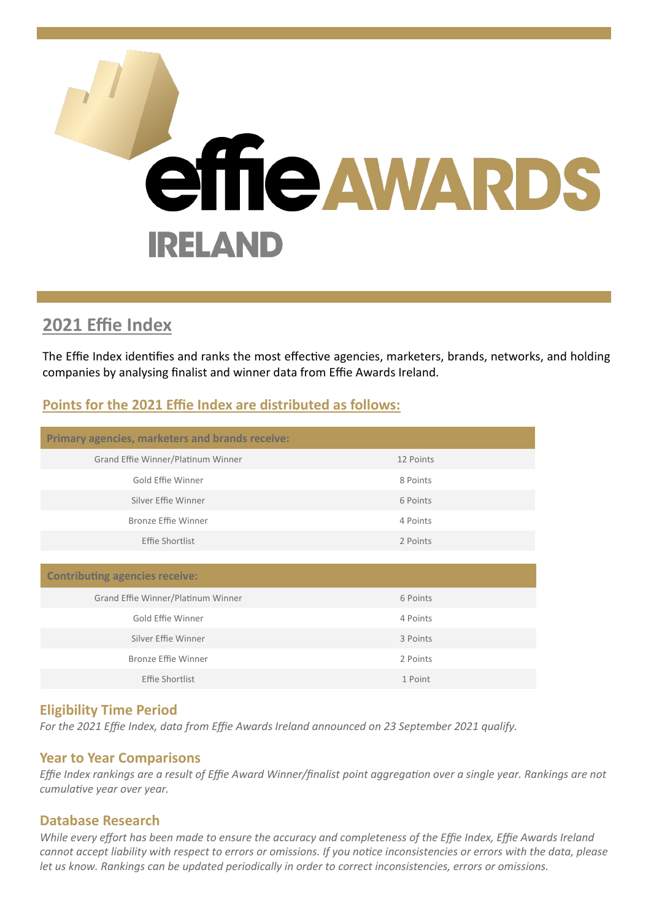# effie AWARDS IRELAND

## 2021 Effie Index

The Effie Index identifies and ranks the most effective agencies, marketers, brands, networks, and holding companies by analysing finalist and winner data from Effie Awards Ireland.

### Points for the 2021 Effie Index are distributed as follows:

| Primary agencies, marketers and brands receive: | |
|---|---|
| Grand Effie Winner/Platinum Winner | 12 Points |
| Gold Effie Winner | 8 Points |
| Silver Effie Winner | 6 Points |
| Bronze Effie Winner | 4 Points |
| Effie Shortlist | 2 Points |

| Contributing agencies receive: | |
|---|---|
| Grand Effie Winner/Platinum Winner | 6 Points |
| Gold Effie Winner | 4 Points |
| Silver Effie Winner | 3 Points |
| Bronze Effie Winner | 2 Points |
| Effie Shortlist | 1 Point |

### Eligibility Time Period

*For the 2021 Effie Index, data from Effie Awards Ireland announced on 23 September 2021 qualify.*

### Year to Year Comparisons

*Effie Index rankings are a result of Effie Award Winner/finalist point aggregation over a single year. Rankings are not cumulative year over year.*

### Database Research

*While every effort has been made to ensure the accuracy and completeness of the Effie Index, Effie Awards Ireland cannot accept liability with respect to errors or omissions. If you notice inconsistencies or errors with the data, please let us know. Rankings can be updated periodically in order to correct inconsistencies, errors or omissions.*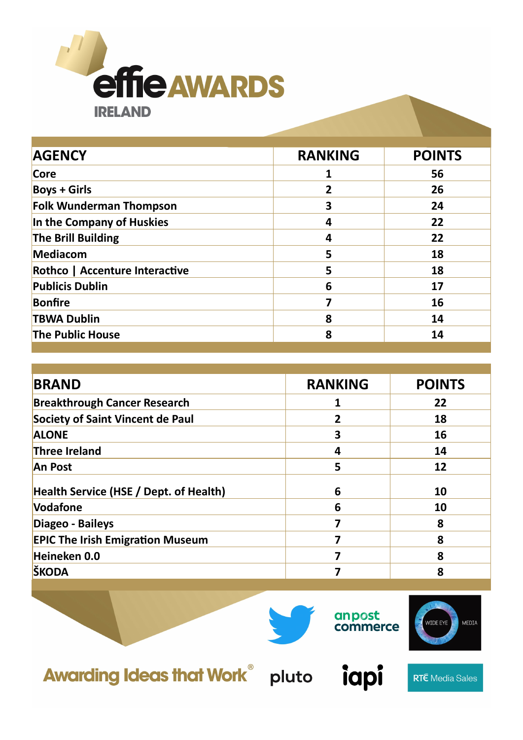# effie AWARDS IRELAND

| AGENCY | RANKING | POINTS |
| --- | --- | --- |
| Core | 1 | 56 |
| Boys + Girls | 2 | 26 |
| Folk Wunderman Thompson | 3 | 24 |
| In the Company of Huskies | 4 | 22 |
| The Brill Building | 4 | 22 |
| Mediacom | 5 | 18 |
| Rothco &#124; Accenture Interactive | 5 | 18 |
| Publicis Dublin | 6 | 17 |
| Bonfire | 7 | 16 |
| TBWA Dublin | 8 | 14 |
| The Public House | 8 | 14 |

| BRAND | RANKING | POINTS |
| --- | --- | --- |
| Breakthrough Cancer Research | 1 | 22 |
| Society of Saint Vincent de Paul | 2 | 18 |
| ALONE | 3 | 16 |
| Three Ireland | 4 | 14 |
| An Post | 5 | 12 |
| Health Service (HSE / Dept. of Health) | 6 | 10 |
| Vodafone | 6 | 10 |
| Diageo - Baileys | 7 | 8 |
| EPIC The Irish Emigration Museum | 7 | 8 |
| Heineken 0.0 | 7 | 8 |
| ŠKODA | 7 | 8 |

Awarding Ideas that Work®

anpost commerce

WIDE EYE MEDIA

pluto

iapi

RTÉ Media Sales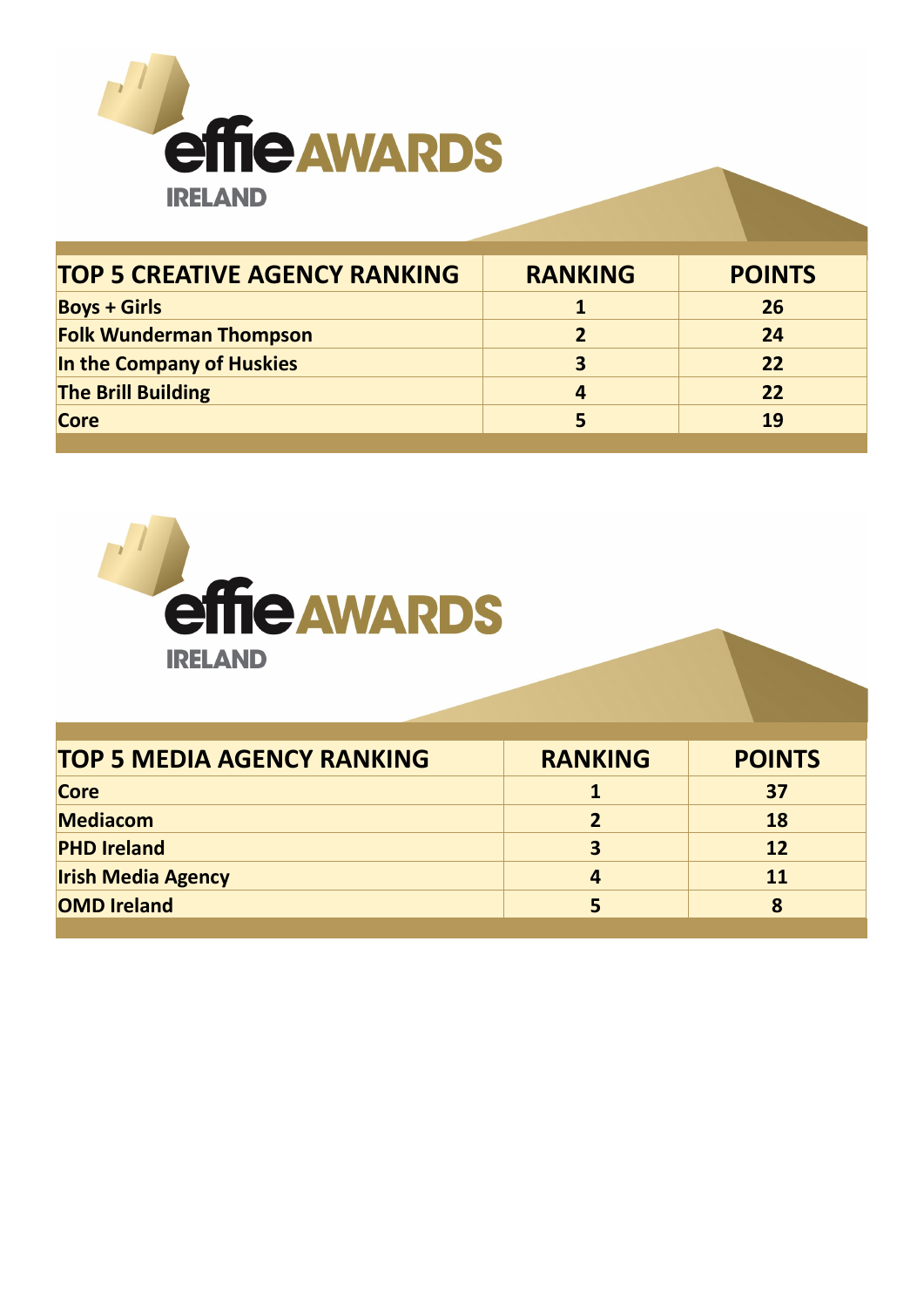effie AWARDS IRELAND

| TOP 5 CREATIVE AGENCY RANKING | RANKING | POINTS |
| --- | --- | --- |
| Boys + Girls | 1 | 26 |
| Folk Wunderman Thompson | 2 | 24 |
| In the Company of Huskies | 3 | 22 |
| The Brill Building | 4 | 22 |
| Core | 5 | 19 |

effie AWARDS IRELAND

| TOP 5 MEDIA AGENCY RANKING | RANKING | POINTS |
| --- | --- | --- |
| Core | 1 | 37 |
| Mediacom | 2 | 18 |
| PHD Ireland | 3 | 12 |
| Irish Media Agency | 4 | 11 |
| OMD Ireland | 5 | 8 |